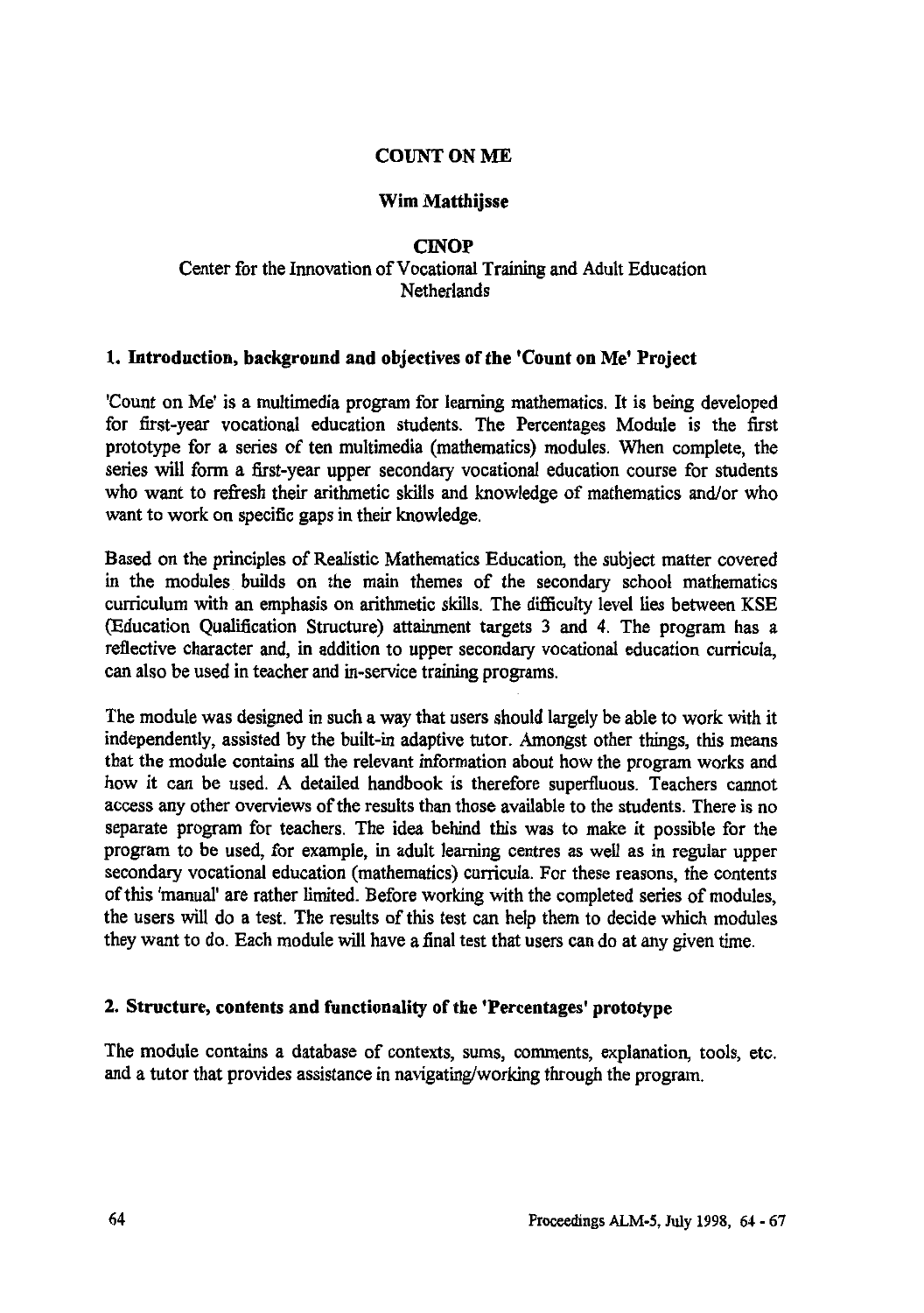# COUNT ON ME

**Wim Matthijsse**

**CINOP**
Center for the Innovation of Vocational Training and Adult Education
Netherlands

## 1. Introduction, background and objectives of the 'Count on Me' Project

'Count on Me' is a multimedia program for learning mathematics. It is being developed for first-year vocational education students. The Percentages Module is the first prototype for a series of ten multimedia (mathematics) modules. When complete, the series will form a first-year upper secondary vocational education course for students who want to refresh their arithmetic skills and knowledge of mathematics and/or who want to work on specific gaps in their knowledge.

Based on the principles of Realistic Mathematics Education, the subject matter covered in the modules builds on the main themes of the secondary school mathematics curriculum with an emphasis on arithmetic skills. The difficulty level lies between KSE (Education Qualification Structure) attainment targets 3 and 4. The program has a reflective character and, in addition to upper secondary vocational education curricula, can also be used in teacher and in-service training programs.

The module was designed in such a way that users should largely be able to work with it independently, assisted by the built-in adaptive tutor. Amongst other things, this means that the module contains all the relevant information about how the program works and how it can be used. A detailed handbook is therefore superfluous. Teachers cannot access any other overviews of the results than those available to the students. There is no separate program for teachers. The idea behind this was to make it possible for the program to be used, for example, in adult learning centres as well as in regular upper secondary vocational education (mathematics) curricula. For these reasons, the contents of this 'manual' are rather limited. Before working with the completed series of modules, the users will do a test. The results of this test can help them to decide which modules they want to do. Each module will have a final test that users can do at any given time.

## 2. Structure, contents and functionality of the 'Percentages' prototype

The module contains a database of contexts, sums, comments, explanation, tools, etc. and a tutor that provides assistance in navigating/working through the program.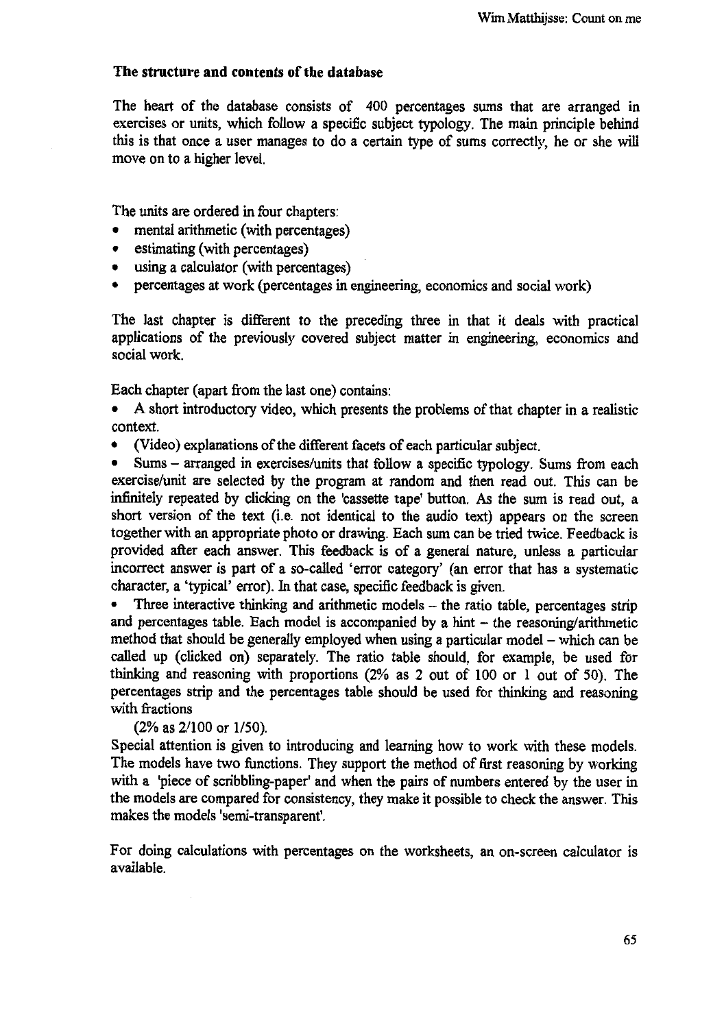**The structure and contents of the database**

The heart of the database consists of 400 percentages sums that are arranged in exercises or units, which follow a specific subject typology. The main principle behind this is that once a user manages to do a certain type of sums correctly, he or she will move on to a higher level.

The units are ordered in four chapters:

- mental arithmetic (with percentages)
- estimating (with percentages)
- using a calculator (with percentages)
- percentages at work (percentages in engineering, economics and social work)

The last chapter is different to the preceding three in that it deals with practical applications of the previously covered subject matter in engineering, economics and social work.

Each chapter (apart from the last one) contains:

- A short introductory video, which presents the problems of that chapter in a realistic context.
- (Video) explanations of the different facets of each particular subject.
- Sums – arranged in exercises/units that follow a specific typology. Sums from each exercise/unit are selected by the program at random and then read out. This can be infinitely repeated by clicking on the 'cassette tape' button. As the sum is read out, a short version of the text (i.e. not identical to the audio text) appears on the screen together with an appropriate photo or drawing. Each sum can be tried twice. Feedback is provided after each answer. This feedback is of a general nature, unless a particular incorrect answer is part of a so-called 'error category' (an error that has a systematic character, a 'typical' error). In that case, specific feedback is given.
- Three interactive thinking and arithmetic models – the ratio table, percentages strip and percentages table. Each model is accompanied by a hint – the reasoning/arithmetic method that should be generally employed when using a particular model – which can be called up (clicked on) separately. The ratio table should, for example, be used for thinking and reasoning with proportions (2% as 2 out of 100 or 1 out of 50). The percentages strip and the percentages table should be used for thinking and reasoning with fractions
  (2% as 2/100 or 1/50).

Special attention is given to introducing and learning how to work with these models. The models have two functions. They support the method of first reasoning by working with a 'piece of scribbling-paper' and when the pairs of numbers entered by the user in the models are compared for consistency, they make it possible to check the answer. This makes the models 'semi-transparent'.

For doing calculations with percentages on the worksheets, an on-screen calculator is available.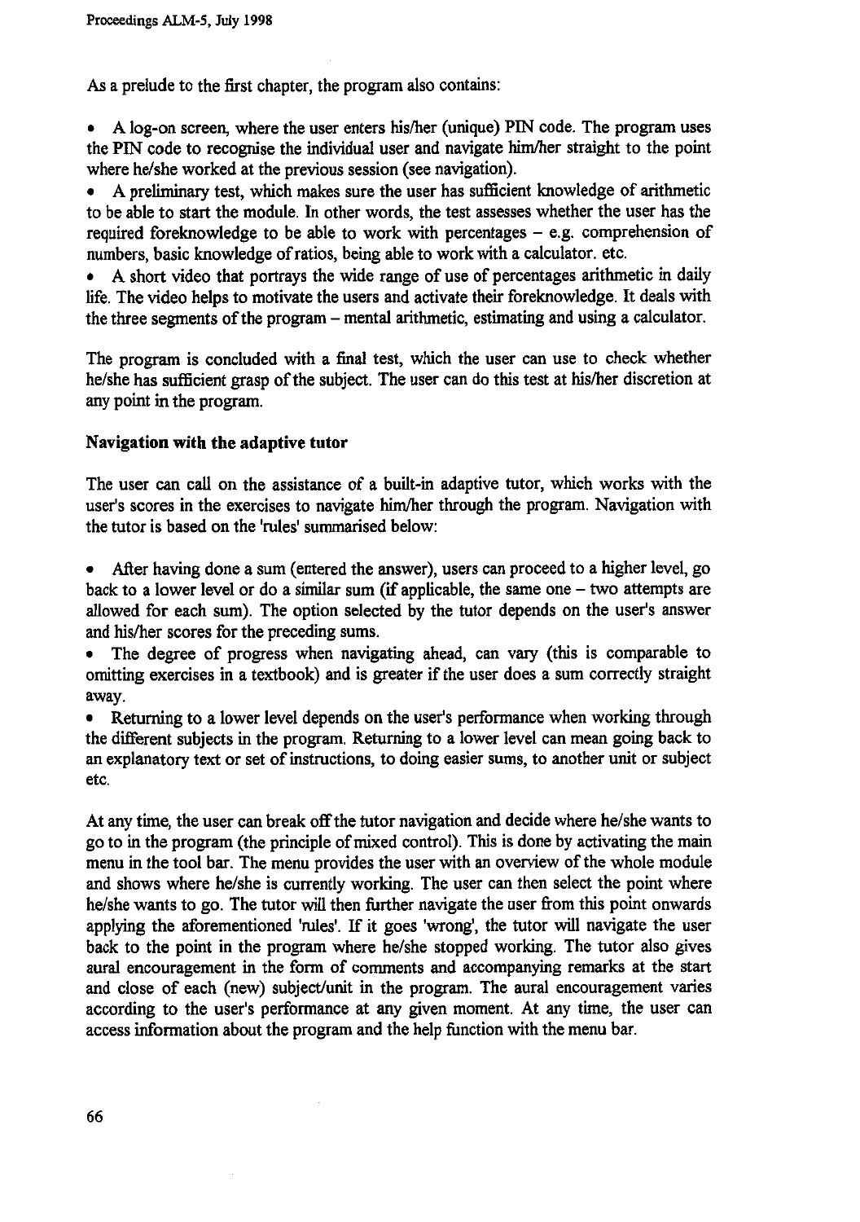As a prelude to the first chapter, the program also contains:

- A log-on screen, where the user enters his/her (unique) PIN code. The program uses the PIN code to recognise the individual user and navigate him/her straight to the point where he/she worked at the previous session (see navigation).
- A preliminary test, which makes sure the user has sufficient knowledge of arithmetic to be able to start the module. In other words, the test assesses whether the user has the required foreknowledge to be able to work with percentages – e.g. comprehension of numbers, basic knowledge of ratios, being able to work with a calculator. etc.
- A short video that portrays the wide range of use of percentages arithmetic in daily life. The video helps to motivate the users and activate their foreknowledge. It deals with the three segments of the program – mental arithmetic, estimating and using a calculator.

The program is concluded with a final test, which the user can use to check whether he/she has sufficient grasp of the subject. The user can do this test at his/her discretion at any point in the program.

**Navigation with the adaptive tutor**

The user can call on the assistance of a built-in adaptive tutor, which works with the user's scores in the exercises to navigate him/her through the program. Navigation with the tutor is based on the 'rules' summarised below:

- After having done a sum (entered the answer), users can proceed to a higher level, go back to a lower level or do a similar sum (if applicable, the same one – two attempts are allowed for each sum). The option selected by the tutor depends on the user's answer and his/her scores for the preceding sums.
- The degree of progress when navigating ahead, can vary (this is comparable to omitting exercises in a textbook) and is greater if the user does a sum correctly straight away.
- Returning to a lower level depends on the user's performance when working through the different subjects in the program. Returning to a lower level can mean going back to an explanatory text or set of instructions, to doing easier sums, to another unit or subject etc.

At any time, the user can break off the tutor navigation and decide where he/she wants to go to in the program (the principle of mixed control). This is done by activating the main menu in the tool bar. The menu provides the user with an overview of the whole module and shows where he/she is currently working. The user can then select the point where he/she wants to go. The tutor will then further navigate the user from this point onwards applying the aforementioned 'rules'. If it goes 'wrong', the tutor will navigate the user back to the point in the program where he/she stopped working. The tutor also gives aural encouragement in the form of comments and accompanying remarks at the start and close of each (new) subject/unit in the program. The aural encouragement varies according to the user's performance at any given moment. At any time, the user can access information about the program and the help function with the menu bar.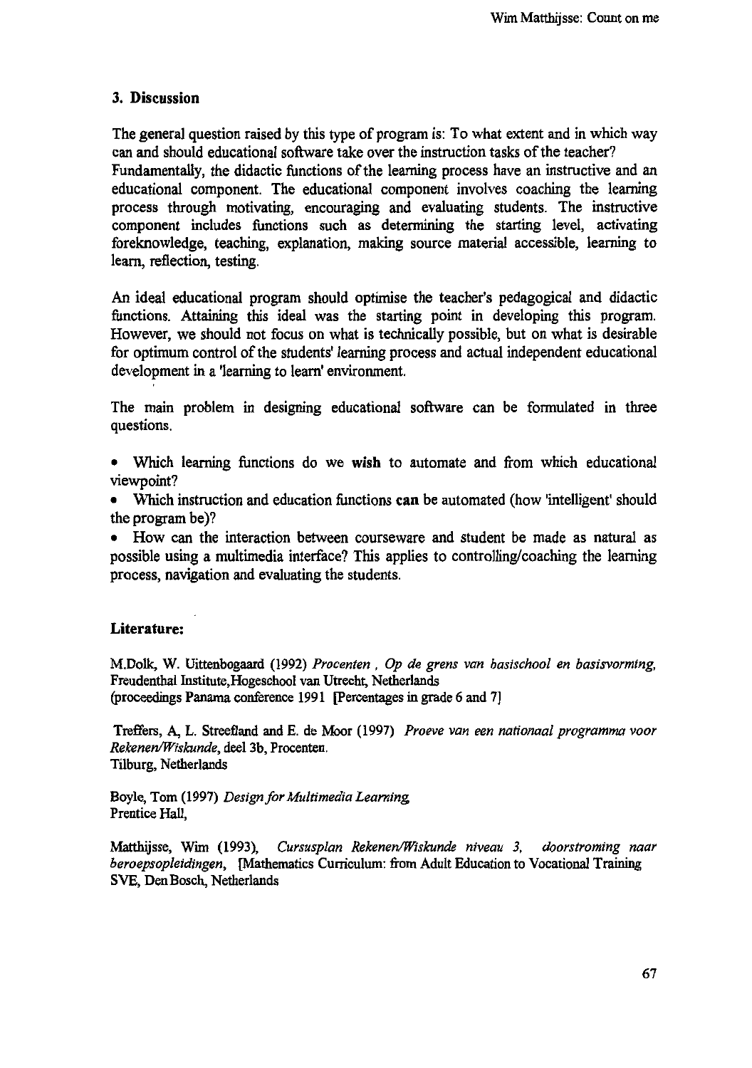## 3. Discussion

The general question raised by this type of program is: To what extent and in which way can and should educational software take over the instruction tasks of the teacher? Fundamentally, the didactic functions of the learning process have an instructive and an educational component. The educational component involves coaching the learning process through motivating, encouraging and evaluating students. The instructive component includes functions such as determining the starting level, activating foreknowledge, teaching, explanation, making source material accessible, learning to learn, reflection, testing.

An ideal educational program should optimise the teacher's pedagogical and didactic functions. Attaining this ideal was the starting point in developing this program. However, we should not focus on what is technically possible, but on what is desirable for optimum control of the students' learning process and actual independent educational development in a 'learning to learn' environment.

The main problem in designing educational software can be formulated in three questions.

- Which learning functions do we **wish** to automate and from which educational viewpoint?
- Which instruction and education functions **can** be automated (how 'intelligent' should the program be)?
- How can the interaction between courseware and student be made as natural as possible using a multimedia interface? This applies to controlling/coaching the learning process, navigation and evaluating the students.

### Literature:

M.Dolk, W. Uittenbogaard (1992) *Procenten , Op de grens van basischool en basisvorming,* Freudenthal Institute,Hogeschool van Utrecht, Netherlands
(proceedings Panama conference 1991 [Percentages in grade 6 and 7]

Treffers, A, L. Streefland and E. de Moor (1997) *Proeve van een nationaal programma voor Rekenen/Wiskunde*, deel 3b, Procenten.
Tilburg, Netherlands

Boyle, Tom (1997) *Design for Multimedia Learning*
Prentice Hall,

Matthijsse, Wim (1993), *Cursusplan Rekenen/Wiskunde niveau 3, doorstroming naar beroepsopleidingen*, [Mathematics Curriculum: from Adult Education to Vocational Training
SVE, Den Bosch, Netherlands